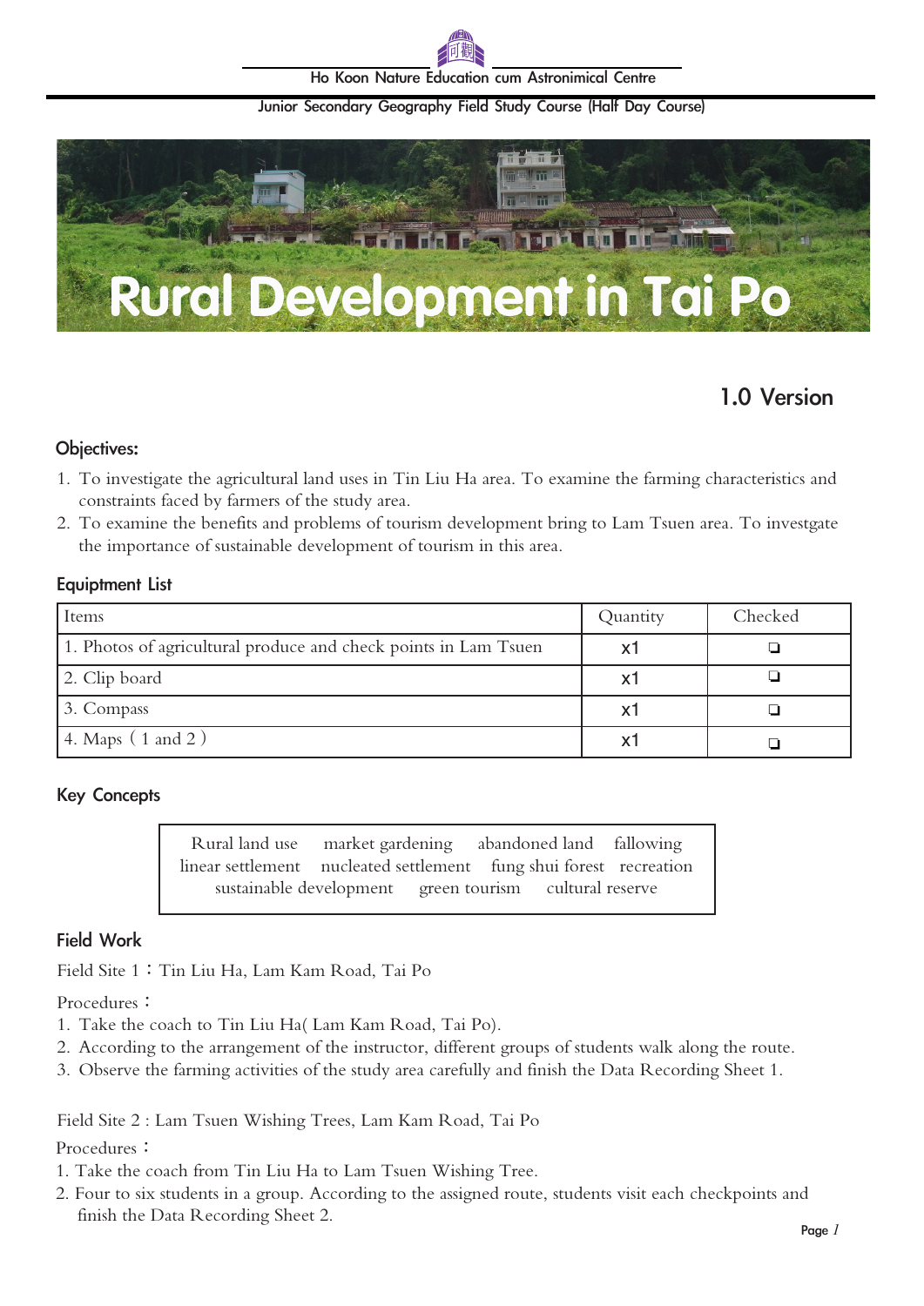Ho Koon Nature Education cum Astronimical Centre

Junior Secondary Geography Field Study Course (Half Day Course)

# Rural Development in Tai Po

1.0 Version

### Objectives:

1. To investigate the agricultural land uses in Tin Liu Ha area. To examine the farming characteristics and constraints faced by farmers of the study area.
2. To examine the benefits and problems of tourism development bring to Lam Tsuen area. To investgate the importance of sustainable development of tourism in this area.

### Equipment List

| Items | Quantity | Checked |
|---|---|---|
| 1. Photos of agricultural produce and check points in Lam Tsuen | x1 | ❏ |
| 2. Clip board | x1 | ❏ |
| 3. Compass | x1 | ❏ |
| 4. Maps ( 1 and 2 ) | x1 | ❏ |

### Key Concepts

Rural land use  market gardening  abandoned land  fallowing
linear settlement  nucleated settlement  fung shui forest  recreation
sustainable development  green tourism  cultural reserve

### Field Work

Field Site 1：Tin Liu Ha, Lam Kam Road, Tai Po

Procedures：

1. Take the coach to Tin Liu Ha( Lam Kam Road, Tai Po).
2. According to the arrangement of the instructor, different groups of students walk along the route.
3. Observe the farming activities of the study area carefully and finish the Data Recording Sheet 1.

Field Site 2 : Lam Tsuen Wishing Trees, Lam Kam Road, Tai Po

Procedures：

1. Take the coach from Tin Liu Ha to Lam Tsuen Wishing Tree.
2. Four to six students in a group. According to the assigned route, students visit each checkpoints and finish the Data Recording Sheet 2.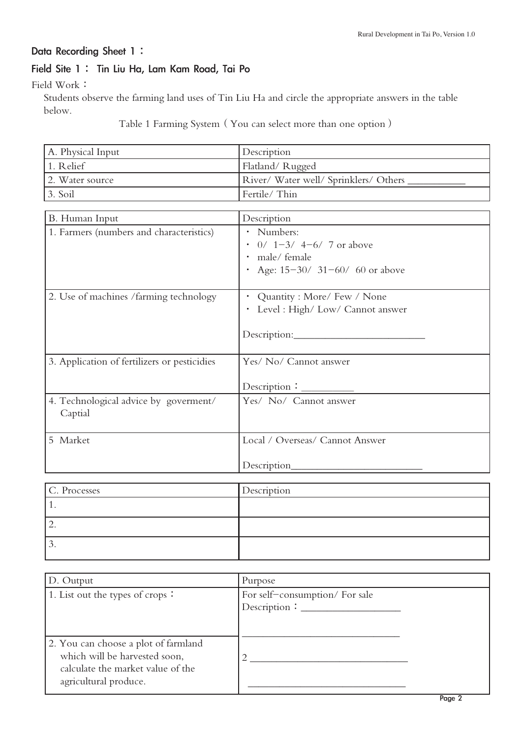## Data Recording Sheet 1：

## Field Site 1： Tin Liu Ha, Lam Kam Road, Tai Po

Field Work：

Students observe the farming land uses of Tin Liu Ha and circle the appropriate answers in the table below.

Table 1 Farming System（You can select more than one option）

| A. Physical Input | Description |
|---|---|
| 1. Relief | Flatland/ Rugged |
| 2. Water source | River/ Water well/ Sprinklers/ Others ___________ |
| 3. Soil | Fertile/ Thin |

| B. Human Input | Description |
|---|---|
| 1. Farmers (numbers and characteristics) | • Numbers:<br>• 0/ 1–3/ 4–6/ 7 or above<br>• male/ female<br>• Age: 15–30/ 31–60/ 60 or above |
| 2. Use of machines /farming technology | • Quantity : More/ Few / None<br>• Level : High/ Low/ Cannot answer<br><br>Description:_________________________ |
| 3. Application of fertilizers or pesticidies | Yes/ No/ Cannot answer<br><br>Description：__________ |
| 4. Technological advice by goverment/ Captial | Yes/ No/ Cannot answer |
| 5 Market | Local / Overseas/ Cannot Answer<br><br>Description_________________________ |

| C. Processes | Description |
|---|---|
| 1. | |
| 2. | |
| 3. | |

| D. Output | Purpose |
|---|---|
| 1. List out the types of crops： | For self–consumption/ For sale<br>Description：___________________<br><br>______________________________ |
| 2. You can choose a plot of farmland which will be harvested soon, calculate the market value of the agricultural produce. | 2 ______________________________<br><br>______________________________ |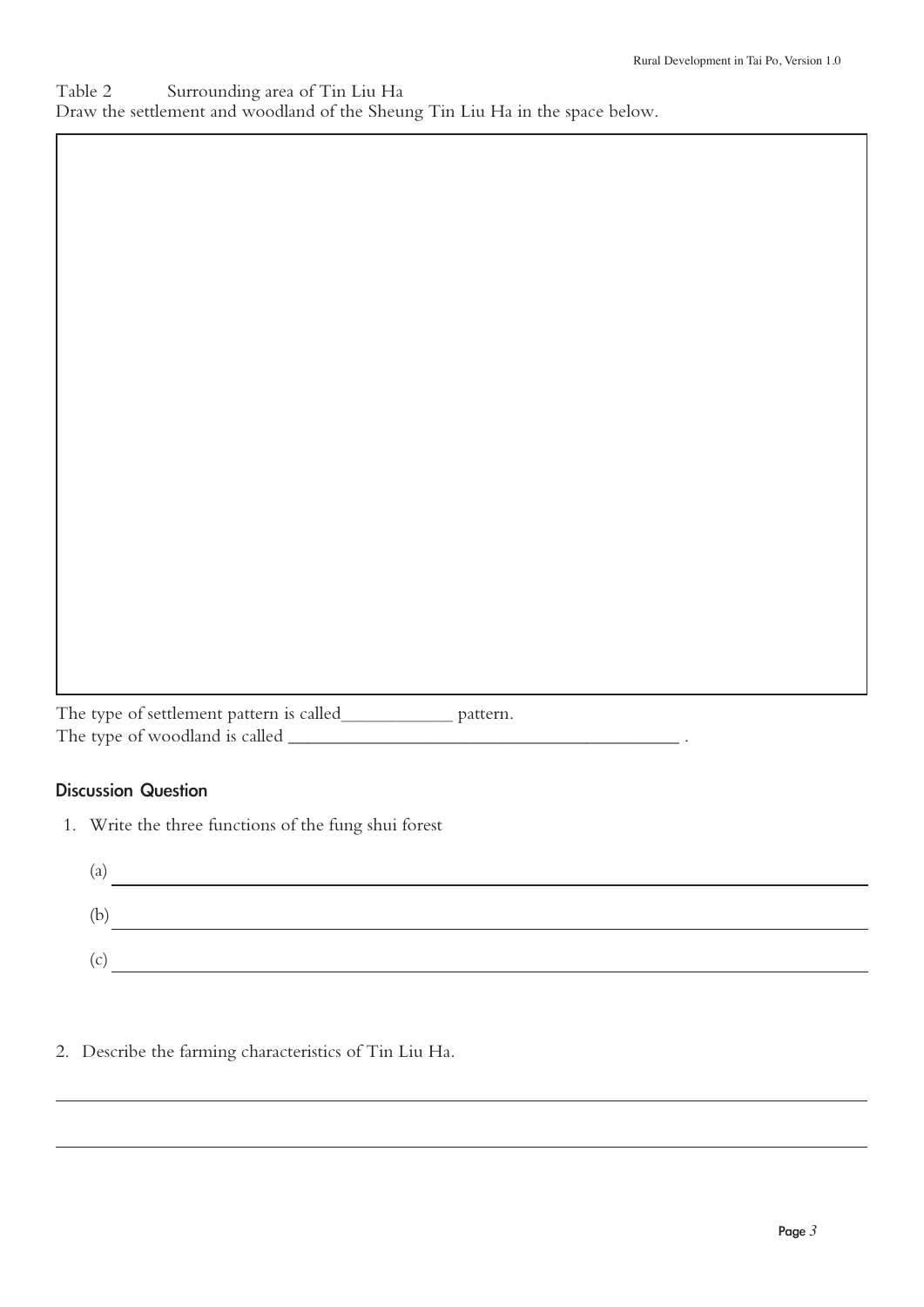Table 2 Surrounding area of Tin Liu Ha

Draw the settlement and woodland of the Sheung Tin Liu Ha in the space below.

The type of settlement pattern is called____________ pattern.

The type of woodland is called ___________________________________________ .

## Discussion Question

1. Write the three functions of the fung shui forest

   (a) ____________________________________________

   (b) ____________________________________________

   (c) ____________________________________________

2. Describe the farming characteristics of Tin Liu Ha.

____________________________________________

____________________________________________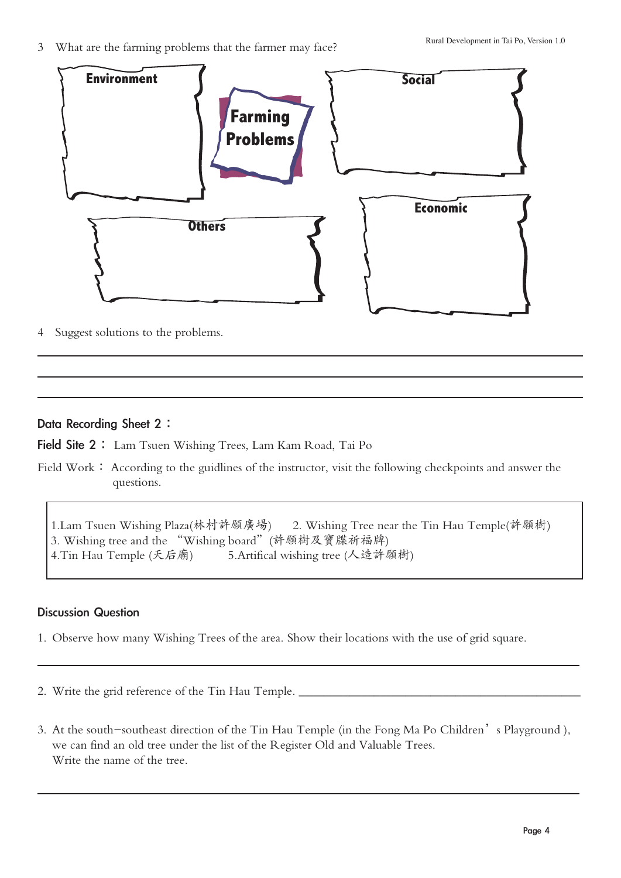3 What are the farming problems that the farmer may face?

**Farming Problems**

**Environment**

**Social**

**Economic**

**Others**

4 Suggest solutions to the problems.

______________________________________________________________________________

______________________________________________________________________________

______________________________________________________________________________

## Data Recording Sheet 2：

**Field Site 2：** Lam Tsuen Wishing Trees, Lam Kam Road, Tai Po

Field Work： According to the guidlines of the instructor, visit the following checkpoints and answer the questions.

1.Lam Tsuen Wishing Plaza(林村許願廣場)　　2. Wishing Tree near the Tin Hau Temple(許願樹)
3. Wishing tree and the "Wishing board"(許願樹及寶牒祈福牌)
4.Tin Hau Temple (天后廟)　　5.Artifical wishing tree (人造許願樹)

### Discussion Question

1. Observe how many Wishing Trees of the area. Show their locations with the use of grid square.

______________________________________________________________________________

2. Write the grid reference of the Tin Hau Temple. ______________________________________

3. At the south-southeast direction of the Tin Hau Temple (in the Fong Ma Po Children's Playground ), we can find an old tree under the list of the Register Old and Valuable Trees.
Write the name of the tree.

______________________________________________________________________________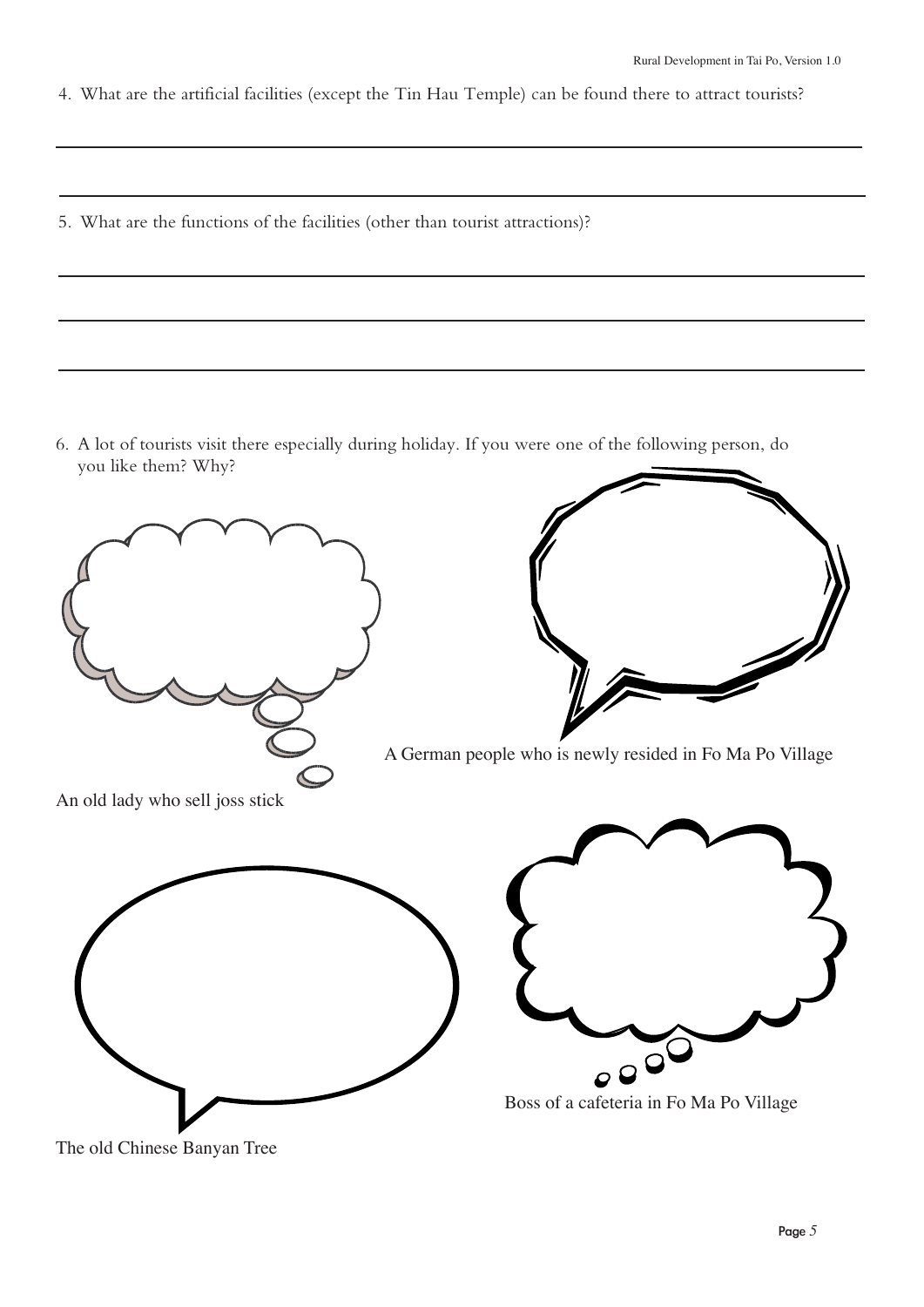4. What are the artificial facilities (except the Tin Hau Temple) can be found there to attract tourists?

5. What are the functions of the facilities (other than tourist attractions)?

6. A lot of tourists visit there especially during holiday. If you were one of the following person, do you like them? Why?

A German people who is newly resided in Fo Ma Po Village

An old lady who sell joss stick

Boss of a cafeteria in Fo Ma Po Village

The old Chinese Banyan Tree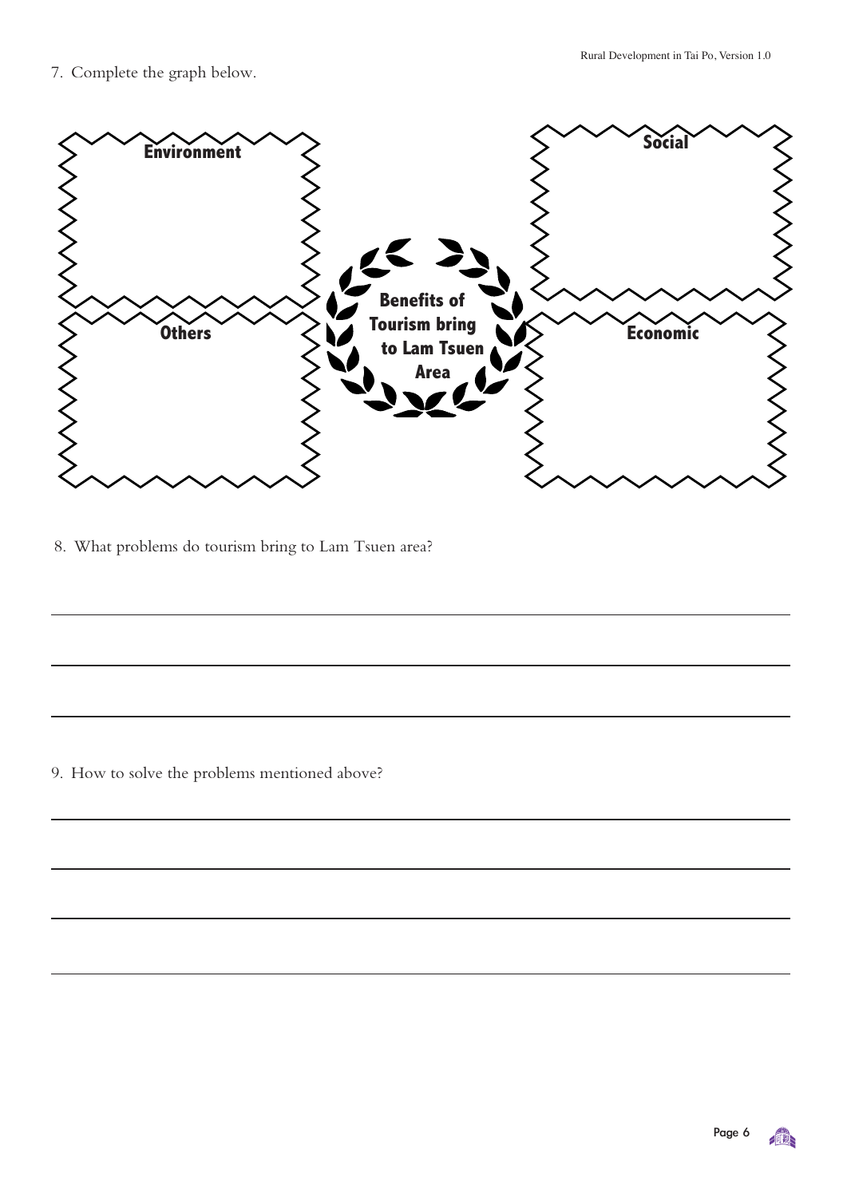7. Complete the graph below.

Environment

Social

Benefits of Tourism bring to Lam Tsuen Area

Others

Economic

8. What problems do tourism bring to Lam Tsuen area?

9. How to solve the problems mentioned above?